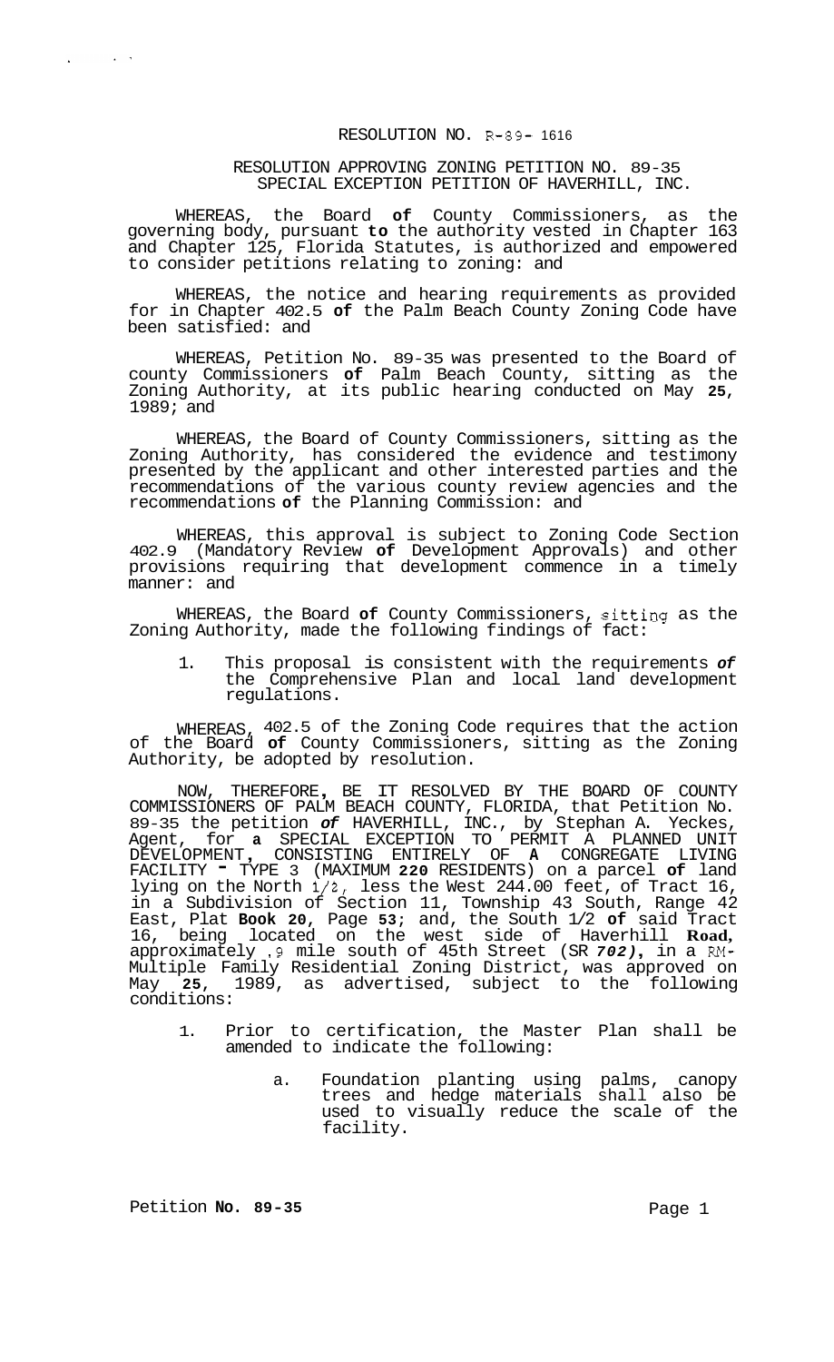RESOLUTION NO. R-89- 1616

RESOLUTION APPROVING ZONING PETITION NO. 89-35
SPECIAL EXCEPTION PETITION OF HAVERHILL, INC.

WHEREAS, the Board of County Commissioners, as the governing body, pursuant to the authority vested in Chapter 163 and Chapter 125, Florida Statutes, is authorized and empowered to consider petitions relating to zoning: and

WHEREAS, the notice and hearing requirements as provided for in Chapter 402.5 of the Palm Beach County Zoning Code have been satisfied: and

WHEREAS, Petition No. 89-35 was presented to the Board of county Commissioners of Palm Beach County, sitting as the Zoning Authority, at its public hearing conducted on May 25, 1989; and

WHEREAS, the Board of County Commissioners, sitting as the Zoning Authority, has considered the evidence and testimony presented by the applicant and other interested parties and the recommendations of the various county review agencies and the recommendations of the Planning Commission: and

WHEREAS, this approval is subject to Zoning Code Section 402.9 (Mandatory Review of Development Approvals) and other provisions requiring that development commence in a timely manner: and

WHEREAS, the Board of County Commissioners, sitting as the Zoning Authority, made the following findings of fact:

1. This proposal is consistent with the requirements of the Comprehensive Plan and local land development regulations.

WHEREAS, 402.5 of the Zoning Code requires that the action of the Board of County Commissioners, sitting as the Zoning Authority, be adopted by resolution.

NOW, THEREFORE, BE IT RESOLVED BY THE BOARD OF COUNTY COMMISSIONERS OF PALM BEACH COUNTY, FLORIDA, that Petition No. 89-35 the petition of HAVERHILL, INC., by Stephan A. Yeckes, Agent, for a SPECIAL EXCEPTION TO PERMIT A PLANNED UNIT DEVELOPMENT, CONSISTING ENTIRELY OF A CONGREGATE LIVING FACILITY - TYPE 3 (MAXIMUM 220 RESIDENTS) on a parcel of land lying on the North 1/2, less the West 244.00 feet, of Tract 16, in a Subdivision of Section 11, Township 43 South, Range 42 East, Plat Book 20, Page 53; and, the South 1/2 of said Tract 16, being located on the west side of Haverhill Road, approximately .9 mile south of 45th Street (SR 702), in a RM-Multiple Family Residential Zoning District, was approved on May 25, 1989, as advertised, subject to the following conditions:

1. Prior to certification, the Master Plan shall be amended to indicate the following:

   a. Foundation planting using palms, canopy trees and hedge materials shall also be used to visually reduce the scale of the facility.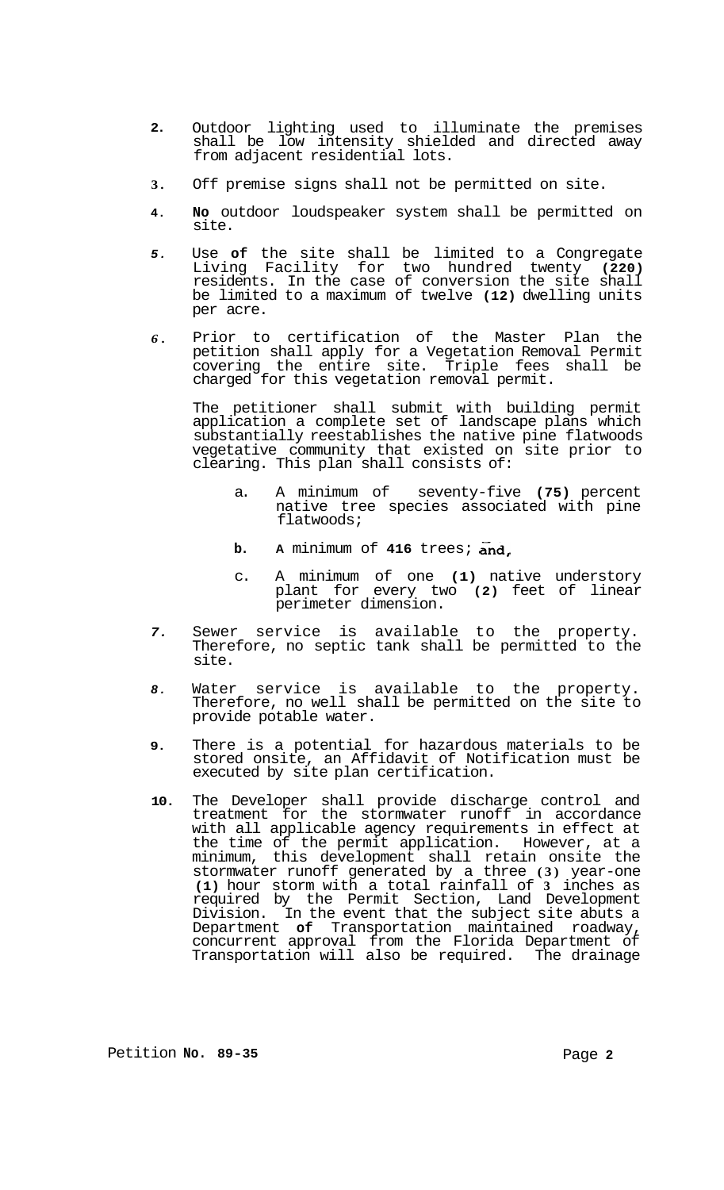2. Outdoor lighting used to illuminate the premises shall be low intensity shielded and directed away from adjacent residential lots.

3. Off premise signs shall not be permitted on site.

4. **No** outdoor loudspeaker system shall be permitted on site.

5. Use **of** the site shall be limited to a Congregate Living Facility for two hundred twenty **(220)** residents. In the case of conversion the site shall be limited to a maximum of twelve **(12)** dwelling units per acre.

6. Prior to certification of the Master Plan the petition shall apply for a Vegetation Removal Permit covering the entire site. Triple fees shall be charged for this vegetation removal permit.

   The petitioner shall submit with building permit application a complete set of landscape plans which substantially reestablishes the native pine flatwoods vegetative community that existed on site prior to clearing. This plan shall consists of:

   a. A minimum of seventy-five **(75)** percent native tree species associated with pine flatwoods;

   b. A minimum of **416** trees; **and,**

   c. A minimum of one **(1)** native understory plant for every two **(2)** feet of linear perimeter dimension.

7. Sewer service is available to the property. Therefore, no septic tank shall be permitted to the site.

8. Water service is available to the property. Therefore, no well shall be permitted on the site to provide potable water.

9. There is a potential for hazardous materials to be stored onsite, an Affidavit of Notification must be executed by site plan certification.

10. The Developer shall provide discharge control and treatment for the stormwater runoff in accordance with all applicable agency requirements in effect at the time of the permit application. However, at a minimum, this development shall retain onsite the stormwater runoff generated by a three **(3)** year-one **(1)** hour storm with a total rainfall of **3** inches as required by the Permit Section, Land Development Division. In the event that the subject site abuts a Department **of** Transportation maintained roadway, concurrent approval from the Florida Department of Transportation will also be required. The drainage

Petition **No. 89-35**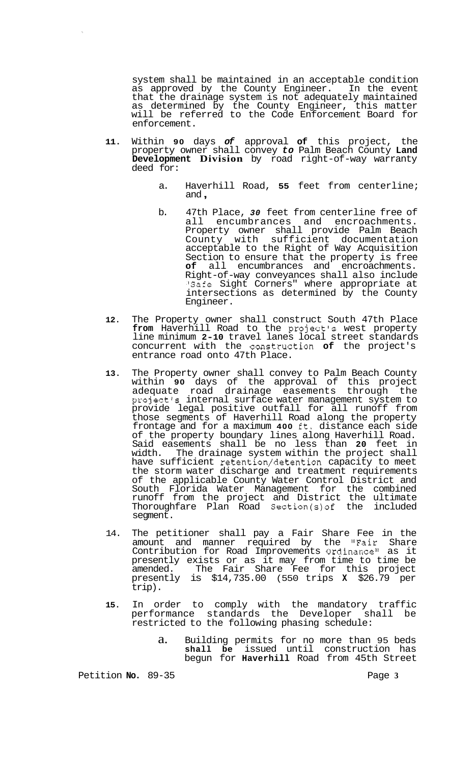system shall be maintained in an acceptable condition as approved by the County Engineer. In the event that the drainage system is not adequately maintained as determined by the County Engineer, this matter will be referred to the Code Enforcement Board for enforcement.

11. Within **90** days ***of*** approval **of** this project, the property owner shall convey ***to*** Palm Beach County **Land Development Division** by road right-of-way warranty deed for:

    a. Haverhill Road, **55** feet from centerline; and**,**

    b. 47th Place, ***30*** feet from centerline free of all encumbrances and encroachments. Property owner shall provide Palm Beach County with sufficient documentation acceptable to the Right of Way Acquisition Section to ensure that the property is free **of** all encumbrances and encroachments. Right-of-way conveyances shall also include "Safe Sight Corners" where appropriate at intersections as determined by the County Engineer.

12. The Property owner shall construct South 47th Place **from** Haverhill Road to the project's west property line minimum **2-10** travel lanes local street standards concurrent with the construction **of** the project's entrance road onto 47th Place.

13. The Property owner shall convey to Palm Beach County within **90** days of the approval of this project adequate road drainage easements through the project's internal surface water management system to provide legal positive outfall for all runoff from those segments of Haverhill Road along the property frontage and for a maximum **400** ft. distance each side of the property boundary lines along Haverhill Road. Said easements shall be no less than **20** feet in width. The drainage system within the project shall have sufficient retention/detention capacity to meet the storm water discharge and treatment requirements of the applicable County Water Control District and South Florida Water Management for the combined runoff from the project and District the ultimate Thoroughfare Plan Road Section(s)of the included segment.

14. The petitioner shall pay a Fair Share Fee in the amount and manner required by the "Fair Share Contribution for Road Improvements Ordinance" as it presently exists or as it may from time to time be amended. The Fair Share Fee for this project presently is $14,735.00 (550 trips **X** $26.79 per trip).

15. In order to comply with the mandatory traffic performance standards the Developer shall be restricted to the following phasing schedule:

    a. Building permits for no more than 95 beds **shall be** issued until construction has begun for **Haverhill** Road from 45th Street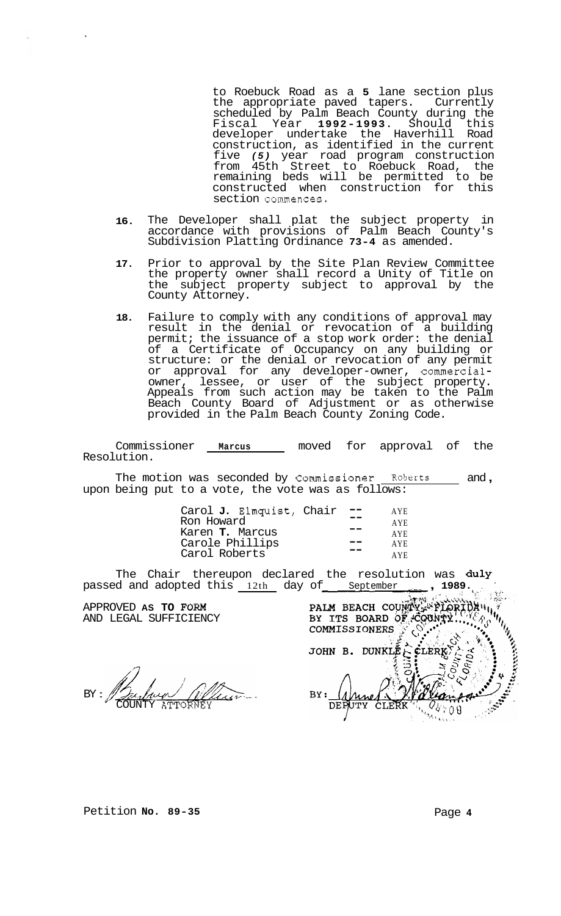to Roebuck Road as a **5** lane section plus the appropriate paved tapers. Currently scheduled by Palm Beach County during the Fiscal Year **1992-1993**. Should this developer undertake the Haverhill Road construction, as identified in the current five *(5)* year road program construction from 45th Street to Roebuck Road, the remaining beds will be permitted to be constructed when construction for this section commences.

**16.** The Developer shall plat the subject property in accordance with provisions of Palm Beach County's Subdivision Platting Ordinance **73-4** as amended.

**17.** Prior to approval by the Site Plan Review Committee the property owner shall record a Unity of Title on the subject property subject to approval by the County Attorney.

**18.** Failure to comply with any conditions of approval may result in the denial or revocation of a building permit; the issuance of a stop work order: the denial of a Certificate of Occupancy on any building or structure: or the denial or revocation of any permit or approval for any developer-owner, commercial-owner, lessee, or user of the subject property. Appeals from such action may be taken to the Palm Beach County Board of Adjustment or as otherwise provided in the Palm Beach County Zoning Code.

Commissioner **Marcus** moved for approval of the Resolution.

The motion was seconded by Commissioner Roberts and, upon being put to a vote, the vote was as follows:

| | | |
|---|---|---|
| Carol J. Elmquist, Chair | -- | AYE |
| Ron Howard | -- | AYE |
| Karen T. Marcus | -- | AYE |
| Carole Phillips | -- | AYE |
| Carol Roberts | -- | AYE |

The Chair thereupon declared the resolution was duly passed and adopted this 12th day of September, **1989**.

APPROVED AS TO FORM AND LEGAL SUFFICIENCY

BY: COUNTY ATTORNEY

PALM BEACH COUNTY, FLORIDA BY ITS BOARD OF COUNTY COMMISSIONERS

JOHN B. DUNKLE, CLERK

BY: DEPUTY CLERK

Petition **No. 89-35**